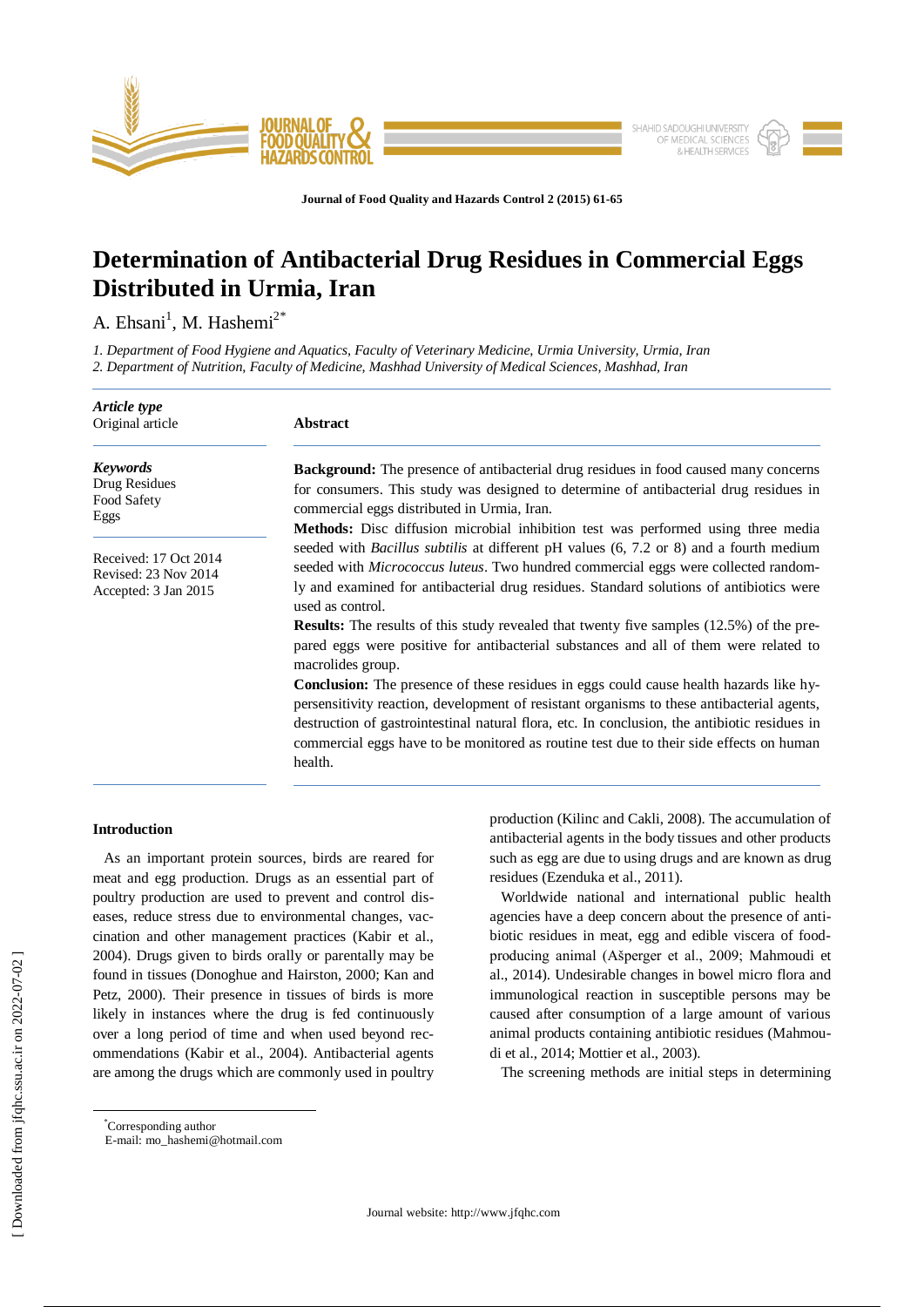# Determination of Antibacterial Drug Residues in Commercial Eggs Distributed in Urmia, Iran

A. Ehsani[1], M. Hashemi[2*]

*1. Department of Food Hygiene and Aquatics, Faculty of Veterinary Medicine, Urmia University, Urmia, Iran*
*2. Department of Nutrition, Faculty of Medicine, Mashhad University of Medical Sciences, Mashhad, Iran*

***Article type***
Original article

***Keywords***
Drug Residues
Food Safety
Eggs

Received: 17 Oct 2014
Revised: 23 Nov 2014
Accepted: 3 Jan 2015

## Abstract

**Background:** The presence of antibacterial drug residues in food caused many concerns for consumers. This study was designed to determine of antibacterial drug residues in commercial eggs distributed in Urmia, Iran.

**Methods:** Disc diffusion microbial inhibition test was performed using three media seeded with *Bacillus subtilis* at different pH values (6, 7.2 or 8) and a fourth medium seeded with *Micrococcus luteus*. Two hundred commercial eggs were collected randomly and examined for antibacterial drug residues. Standard solutions of antibiotics were used as control.

**Results:** The results of this study revealed that twenty five samples (12.5%) of the prepared eggs were positive for antibacterial substances and all of them were related to macrolides group.

**Conclusion:** The presence of these residues in eggs could cause health hazards like hypersensitivity reaction, development of resistant organisms to these antibacterial agents, destruction of gastrointestinal natural flora, etc. In conclusion, the antibiotic residues in commercial eggs have to be monitored as routine test due to their side effects on human health.

## Introduction

As an important protein sources, birds are reared for meat and egg production. Drugs as an essential part of poultry production are used to prevent and control diseases, reduce stress due to environmental changes, vaccination and other management practices (Kabir et al., 2004). Drugs given to birds orally or parentally may be found in tissues (Donoghue and Hairston, 2000; Kan and Petz, 2000). Their presence in tissues of birds is more likely in instances where the drug is fed continuously over a long period of time and when used beyond recommendations (Kabir et al., 2004). Antibacterial agents are among the drugs which are commonly used in poultry production (Kilinc and Cakli, 2008). The accumulation of antibacterial agents in the body tissues and other products such as egg are due to using drugs and are known as drug residues (Ezenduka et al., 2011).

Worldwide national and international public health agencies have a deep concern about the presence of antibiotic residues in meat, egg and edible viscera of food-producing animal (Ašperger et al., 2009; Mahmoudi et al., 2014). Undesirable changes in bowel micro flora and immunological reaction in susceptible persons may be caused after consumption of a large amount of various animal products containing antibiotic residues (Mahmoudi et al., 2014; Mottier et al., 2003).

The screening methods are initial steps in determining

---

[*]Corresponding author
E-mail: mo_hashemi@hotmail.com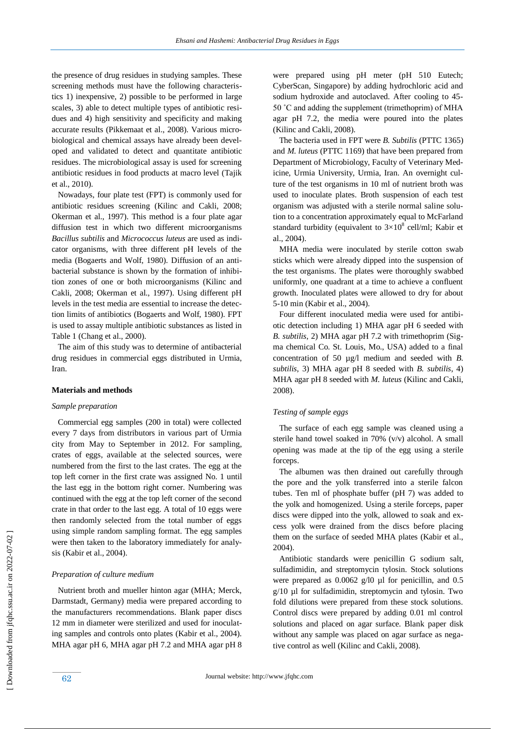the presence of drug residues in studying samples. These screening methods must have the following characteristics 1) inexpensive, 2) possible to be performed in large scales, 3) able to detect multiple types of antibiotic residues and 4) high sensitivity and specificity and making accurate results (Pikkemaat et al., 2008). Various microbiological and chemical assays have already been developed and validated to detect and quantitate antibiotic residues. The microbiological assay is used for screening antibiotic residues in food products at macro level (Tajik et al., 2010).

Nowadays, four plate test (FPT) is commonly used for antibiotic residues screening (Kilinc and Cakli, 2008; Okerman et al., 1997). This method is a four plate agar diffusion test in which two different microorganisms *Bacillus subtilis* and *Micrococcus luteus* are used as indicator organisms, with three different pH levels of the media (Bogaerts and Wolf, 1980). Diffusion of an antibacterial substance is shown by the formation of inhibition zones of one or both microorganisms (Kilinc and Cakli, 2008; Okerman et al., 1997). Using different pH levels in the test media are essential to increase the detection limits of antibiotics (Bogaerts and Wolf, 1980). FPT is used to assay multiple antibiotic substances as listed in Table 1 (Chang et al., 2000).

The aim of this study was to determine of antibacterial drug residues in commercial eggs distributed in Urmia, Iran.

## Materials and methods

### *Sample preparation*

Commercial egg samples (200 in total) were collected every 7 days from distributors in various part of Urmia city from May to September in 2012. For sampling, crates of eggs, available at the selected sources, were numbered from the first to the last crates. The egg at the top left corner in the first crate was assigned No. 1 until the last egg in the bottom right corner. Numbering was continued with the egg at the top left corner of the second crate in that order to the last egg. A total of 10 eggs were then randomly selected from the total number of eggs using simple random sampling format. The egg samples were then taken to the laboratory immediately for analysis (Kabir et al., 2004).

### *Preparation of culture medium*

Nutrient broth and mueller hinton agar (MHA; Merck, Darmstadt, Germany) media were prepared according to the manufacturers recommendations. Blank paper discs 12 mm in diameter were sterilized and used for inoculating samples and controls onto plates (Kabir et al., 2004). MHA agar pH 6, MHA agar pH 7.2 and MHA agar pH 8 were prepared using pH meter (pH 510 Eutech; CyberScan, Singapore) by adding hydrochloric acid and sodium hydroxide and autoclaved. After cooling to 45-50 ˚C and adding the supplement (trimethoprim) of MHA agar pH 7.2, the media were poured into the plates (Kilinc and Cakli, 2008).

The bacteria used in FPT were *B. Subtilis* (PTTC 1365) and *M. luteus* (PTTC 1169) that have been prepared from Department of Microbiology, Faculty of Veterinary Medicine, Urmia University, Urmia, Iran. An overnight culture of the test organisms in 10 ml of nutrient broth was used to inoculate plates. Broth suspension of each test organism was adjusted with a sterile normal saline solution to a concentration approximately equal to McFarland standard turbidity (equivalent to $3\times10^8$ cell/ml; Kabir et al., 2004).

MHA media were inoculated by sterile cotton swab sticks which were already dipped into the suspension of the test organisms. The plates were thoroughly swabbed uniformly, one quadrant at a time to achieve a confluent growth. Inoculated plates were allowed to dry for about 5-10 min (Kabir et al., 2004).

Four different inoculated media were used for antibiotic detection including 1) MHA agar pH 6 seeded with *B. subtilis*, 2) MHA agar pH 7.2 with trimethoprim (Sigma chemical Co. St. Louis, Mo., USA) added to a final concentration of 50 µg/l medium and seeded with *B. subtilis*, 3) MHA agar pH 8 seeded with *B. subtilis*, 4) MHA agar pH 8 seeded with *M. luteus* (Kilinc and Cakli, 2008).

### *Testing of sample eggs*

The surface of each egg sample was cleaned using a sterile hand towel soaked in 70% (v/v) alcohol. A small opening was made at the tip of the egg using a sterile forceps.

The albumen was then drained out carefully through the pore and the yolk transferred into a sterile falcon tubes. Ten ml of phosphate buffer (pH 7) was added to the yolk and homogenized. Using a sterile forceps, paper discs were dipped into the yolk, allowed to soak and excess yolk were drained from the discs before placing them on the surface of seeded MHA plates (Kabir et al., 2004).

Antibiotic standards were penicillin G sodium salt, sulfadimidin, and streptomycin tylosin. Stock solutions were prepared as 0.0062 g/l0 µl for penicillin, and 0.5 g/10 µl for sulfadimidin, streptomycin and tylosin. Two fold dilutions were prepared from these stock solutions. Control discs were prepared by adding 0.01 ml control solutions and placed on agar surface. Blank paper disk without any sample was placed on agar surface as negative control as well (Kilinc and Cakli, 2008).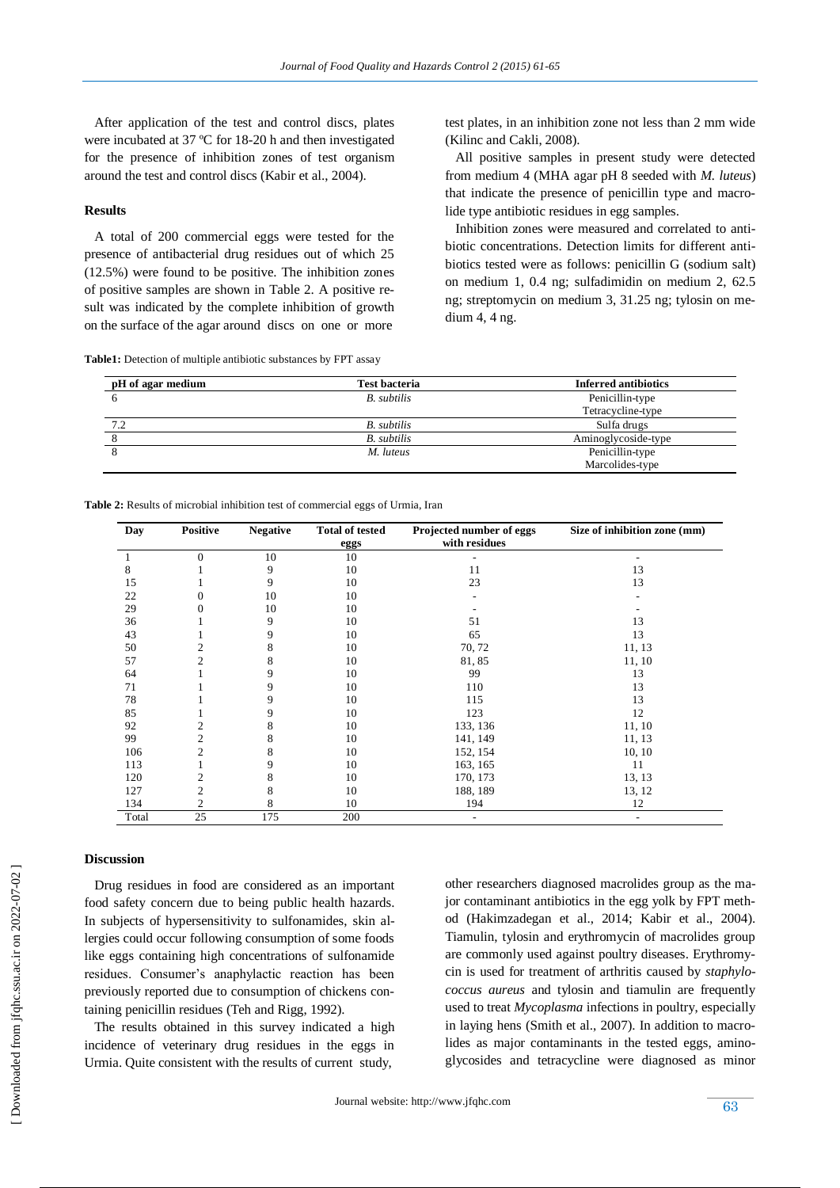After application of the test and control discs, plates were incubated at 37 ºC for 18-20 h and then investigated for the presence of inhibition zones of test organism around the test and control discs (Kabir et al., 2004).

## Results

A total of 200 commercial eggs were tested for the presence of antibacterial drug residues out of which 25 (12.5%) were found to be positive. The inhibition zones of positive samples are shown in Table 2. A positive result was indicated by the complete inhibition of growth on the surface of the agar around discs on one or more test plates, in an inhibition zone not less than 2 mm wide (Kilinc and Cakli, 2008).

All positive samples in present study were detected from medium 4 (MHA agar pH 8 seeded with *M. luteus*) that indicate the presence of penicillin type and macrolide type antibiotic residues in egg samples.

Inhibition zones were measured and correlated to antibiotic concentrations. Detection limits for different antibiotics tested were as follows: penicillin G (sodium salt) on medium 1, 0.4 ng; sulfadimidin on medium 2, 62.5 ng; streptomycin on medium 3, 31.25 ng; tylosin on medium 4, 4 ng.

**Table1:** Detection of multiple antibiotic substances by FPT assay

| pH of agar medium | Test bacteria | Inferred antibiotics |
|---|---|---|
| 6 | *B. subtilis* | Penicillin-type<br>Tetracycline-type |
| 7.2 | *B. subtilis* | Sulfa drugs |
| 8 | *B. subtilis* | Aminoglycoside-type |
| 8 | *M. luteus* | Penicillin-type<br>Marcolides-type |

**Table 2:** Results of microbial inhibition test of commercial eggs of Urmia, Iran

| Day | Positive | Negative | Total of tested eggs | Projected number of eggs with residues | Size of inhibition zone (mm) |
|---|---|---|---|---|---|
| 1 | 0 | 10 | 10 | - | - |
| 8 | 1 | 9 | 10 | 11 | 13 |
| 15 | 1 | 9 | 10 | 23 | 13 |
| 22 | 0 | 10 | 10 | - | - |
| 29 | 0 | 10 | 10 | - | - |
| 36 | 1 | 9 | 10 | 51 | 13 |
| 43 | 1 | 9 | 10 | 65 | 13 |
| 50 | 2 | 8 | 10 | 70, 72 | 11, 13 |
| 57 | 2 | 8 | 10 | 81, 85 | 11, 10 |
| 64 | 1 | 9 | 10 | 99 | 13 |
| 71 | 1 | 9 | 10 | 110 | 13 |
| 78 | 1 | 9 | 10 | 115 | 13 |
| 85 | 1 | 9 | 10 | 123 | 12 |
| 92 | 2 | 8 | 10 | 133, 136 | 11, 10 |
| 99 | 2 | 8 | 10 | 141, 149 | 11, 13 |
| 106 | 2 | 8 | 10 | 152, 154 | 10, 10 |
| 113 | 1 | 9 | 10 | 163, 165 | 11 |
| 120 | 2 | 8 | 10 | 170, 173 | 13, 13 |
| 127 | 2 | 8 | 10 | 188, 189 | 13, 12 |
| 134 | 2 | 8 | 10 | 194 | 12 |
| Total | 25 | 175 | 200 | - | - |

## Discussion

Drug residues in food are considered as an important food safety concern due to being public health hazards. In subjects of hypersensitivity to sulfonamides, skin allergies could occur following consumption of some foods like eggs containing high concentrations of sulfonamide residues. Consumer's anaphylactic reaction has been previously reported due to consumption of chickens containing penicillin residues (Teh and Rigg, 1992).

The results obtained in this survey indicated a high incidence of veterinary drug residues in the eggs in Urmia. Quite consistent with the results of current study, other researchers diagnosed macrolides group as the major contaminant antibiotics in the egg yolk by FPT method (Hakimzadegan et al., 2014; Kabir et al., 2004). Tiamulin, tylosin and erythromycin of macrolides group are commonly used against poultry diseases. Erythromycin is used for treatment of arthritis caused by *staphylococcus aureus* and tylosin and tiamulin are frequently used to treat *Mycoplasma* infections in poultry, especially in laying hens (Smith et al., 2007). In addition to macrolides as major contaminants in the tested eggs, aminoglycosides and tetracycline were diagnosed as minor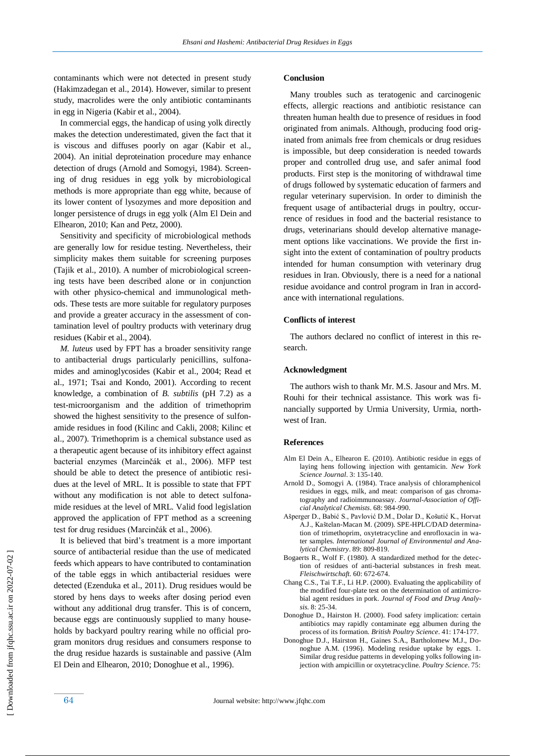contaminants which were not detected in present study (Hakimzadegan et al., 2014). However, similar to present study, macrolides were the only antibiotic contaminants in egg in Nigeria (Kabir et al., 2004).

In commercial eggs, the handicap of using yolk directly makes the detection underestimated, given the fact that it is viscous and diffuses poorly on agar (Kabir et al., 2004). An initial deproteination procedure may enhance detection of drugs (Arnold and Somogyi, 1984). Screening of drug residues in egg yolk by microbiological methods is more appropriate than egg white, because of its lower content of lysozymes and more deposition and longer persistence of drugs in egg yolk (Alm El Dein and Elhearon, 2010; Kan and Petz, 2000).

Sensitivity and specificity of microbiological methods are generally low for residue testing. Nevertheless, their simplicity makes them suitable for screening purposes (Tajik et al., 2010). A number of microbiological screening tests have been described alone or in conjunction with other physico-chemical and immunological methods. These tests are more suitable for regulatory purposes and provide a greater accuracy in the assessment of contamination level of poultry products with veterinary drug residues (Kabir et al., 2004).

*M. luteus* used by FPT has a broader sensitivity range to antibacterial drugs particularly penicillins, sulfonamides and aminoglycosides (Kabir et al., 2004; Read et al., 1971; Tsai and Kondo, 2001). According to recent knowledge, a combination of *B. subtilis* (pH 7.2) as a test-microorganism and the addition of trimethoprim showed the highest sensitivity to the presence of sulfonamide residues in food (Kilinc and Cakli, 2008; Kilinc et al., 2007). Trimethoprim is a chemical substance used as a therapeutic agent because of its inhibitory effect against bacterial enzymes (Marcinčák et al., 2006). MFP test should be able to detect the presence of antibiotic residues at the level of MRL. It is possible to state that FPT without any modification is not able to detect sulfonamide residues at the level of MRL. Valid food legislation approved the application of FPT method as a screening test for drug residues (Marcinčák et al., 2006).

It is believed that bird's treatment is a more important source of antibacterial residue than the use of medicated feeds which appears to have contributed to contamination of the table eggs in which antibacterial residues were detected (Ezenduka et al., 2011). Drug residues would be stored by hens days to weeks after dosing period even without any additional drug transfer. This is of concern, because eggs are continuously supplied to many households by backyard poultry rearing while no official program monitors drug residues and consumers response to the drug residue hazards is sustainable and passive (Alm El Dein and Elhearon, 2010; Donoghue et al., 1996).

## Conclusion

Many troubles such as teratogenic and carcinogenic effects, allergic reactions and antibiotic resistance can threaten human health due to presence of residues in food originated from animals. Although, producing food originated from animals free from chemicals or drug residues is impossible, but deep consideration is needed towards proper and controlled drug use, and safer animal food products. First step is the monitoring of withdrawal time of drugs followed by systematic education of farmers and regular veterinary supervision. In order to diminish the frequent usage of antibacterial drugs in poultry, occurrence of residues in food and the bacterial resistance to drugs, veterinarians should develop alternative management options like vaccinations. We provide the first insight into the extent of contamination of poultry products intended for human consumption with veterinary drug residues in Iran. Obviously, there is a need for a national residue avoidance and control program in Iran in accordance with international regulations.

## Conflicts of interest

The authors declared no conflict of interest in this research.

## Acknowledgment

The authors wish to thank Mr. M.S. Jasour and Mrs. M. Rouhi for their technical assistance. This work was financially supported by Urmia University, Urmia, northwest of Iran.

## References

- Alm El Dein A., Elhearon E. (2010). Antibiotic residue in eggs of laying hens following injection with gentamicin. *New York Science Journal*. 3: 135-140.
- Arnold D., Somogyi A. (1984). Trace analysis of chloramphenicol residues in eggs, milk, and meat: comparison of gas chromatography and radioimmunoassay. *Journal-Association of Official Analytical Chemists*. 68: 984-990.
- Ašperger D., Babić S., Pavlović D.M., Dolar D., Košutić K., Horvat A.J., Kaštelan-Macan M. (2009). SPE-HPLC/DAD determination of trimethoprim, oxytetracycline and enrofloxacin in water samples. *International Journal of Environmental and Analytical Chemistry*. 89: 809-819.
- Bogaerts R., Wolf F. (1980). A standardized method for the detection of residues of anti-bacterial substances in fresh meat. *Fleischwirtschaft*. 60: 672-674.
- Chang C.S., Tai T.F., Li H.P. (2000). Evaluating the applicability of the modified four-plate test on the determination of antimicrobial agent residues in pork. *Journal of Food and Drug Analysis*. 8: 25-34.
- Donoghue D., Hairston H. (2000). Food safety implication: certain antibiotics may rapidly contaminate egg albumen during the process of its formation. *British Poultry Science*. 41: 174-177.
- Donoghue D.J., Hairston H., Gaines S.A., Bartholomew M.J., Donoghue A.M. (1996). Modeling residue uptake by eggs. 1. Similar drug residue patterns in developing yolks following injection with ampicillin or oxytetracycline. *Poultry Science*. 75: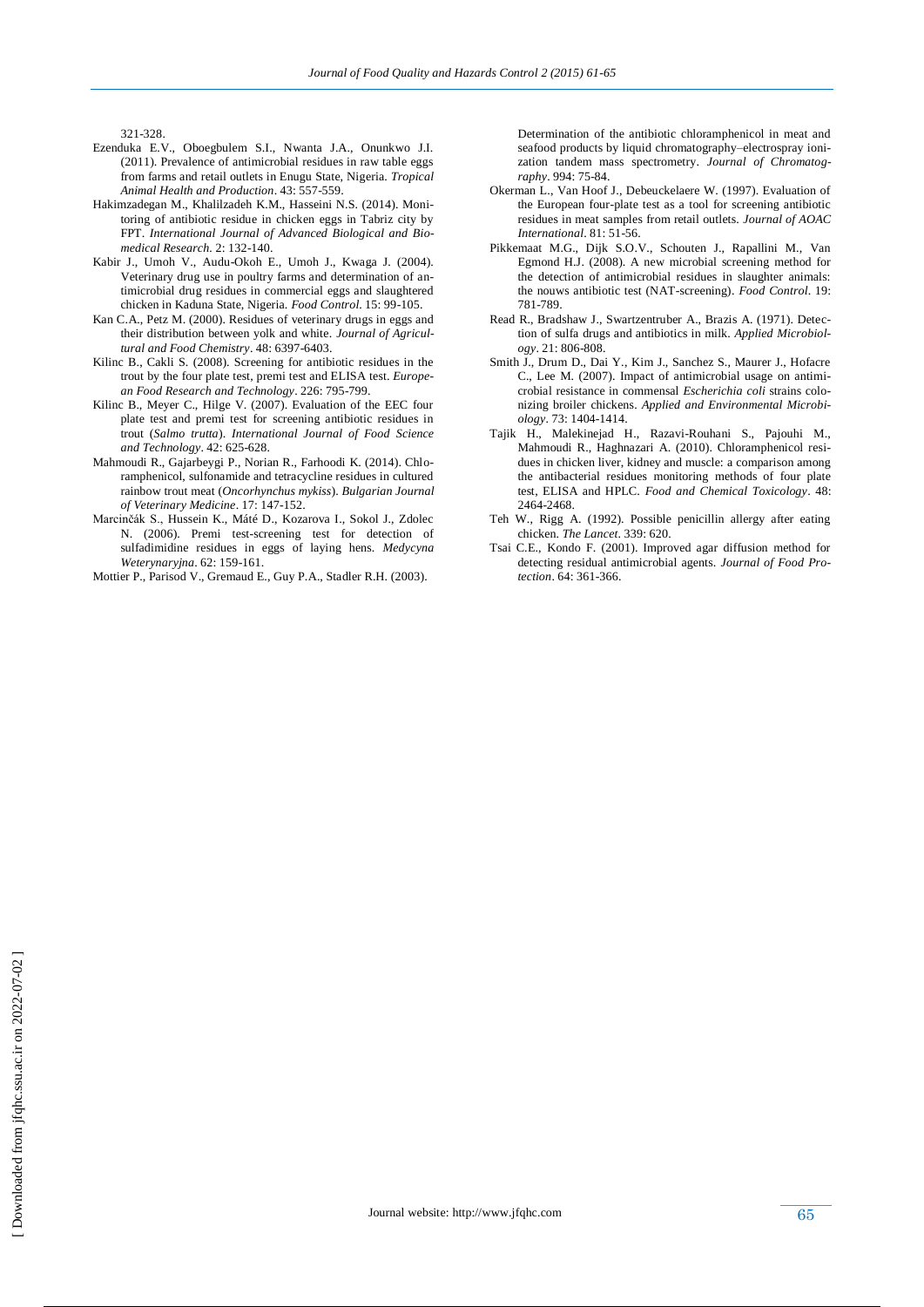321-328.

Ezenduka E.V., Oboegbulem S.I., Nwanta J.A., Onunkwo J.I. (2011). Prevalence of antimicrobial residues in raw table eggs from farms and retail outlets in Enugu State, Nigeria. *Tropical Animal Health and Production*. 43: 557-559.

Hakimzadegan M., Khalilzadeh K.M., Hasseini N.S. (2014). Monitoring of antibiotic residue in chicken eggs in Tabriz city by FPT. *International Journal of Advanced Biological and Biomedical Research*. 2: 132-140.

Kabir J., Umoh V., Audu-Okoh E., Umoh J., Kwaga J. (2004). Veterinary drug use in poultry farms and determination of antimicrobial drug residues in commercial eggs and slaughtered chicken in Kaduna State, Nigeria. *Food Control*. 15: 99-105.

Kan C.A., Petz M. (2000). Residues of veterinary drugs in eggs and their distribution between yolk and white. *Journal of Agricultural and Food Chemistry*. 48: 6397-6403.

Kilinc B., Cakli S. (2008). Screening for antibiotic residues in the trout by the four plate test, premi test and ELISA test. *European Food Research and Technology*. 226: 795-799.

Kilinc B., Meyer C., Hilge V. (2007). Evaluation of the EEC four plate test and premi test for screening antibiotic residues in trout (*Salmo trutta*). *International Journal of Food Science and Technology*. 42: 625-628.

Mahmoudi R., Gajarbeygi P., Norian R., Farhoodi K. (2014). Chloramphenicol, sulfonamide and tetracycline residues in cultured rainbow trout meat (*Oncorhynchus mykiss*). *Bulgarian Journal of Veterinary Medicine*. 17: 147-152.

Marcinčák S., Hussein K., Máté D., Kozarova I., Sokol J., Zdolec N. (2006). Premi test-screening test for detection of sulfadimidine residues in eggs of laying hens. *Medycyna Weterynaryjna*. 62: 159-161.

Mottier P., Parisod V., Gremaud E., Guy P.A., Stadler R.H. (2003). Determination of the antibiotic chloramphenicol in meat and seafood products by liquid chromatography–electrospray ionization tandem mass spectrometry. *Journal of Chromatography*. 994: 75-84.

Okerman L., Van Hoof J., Debeuckelaere W. (1997). Evaluation of the European four-plate test as a tool for screening antibiotic residues in meat samples from retail outlets. *Journal of AOAC International*. 81: 51-56.

Pikkemaat M.G., Dijk S.O.V., Schouten J., Rapallini M., Van Egmond H.J. (2008). A new microbial screening method for the detection of antimicrobial residues in slaughter animals: the nouws antibiotic test (NAT-screening). *Food Control*. 19: 781-789.

Read R., Bradshaw J., Swartzentruber A., Brazis A. (1971). Detection of sulfa drugs and antibiotics in milk. *Applied Microbiology*. 21: 806-808.

Smith J., Drum D., Dai Y., Kim J., Sanchez S., Maurer J., Hofacre C., Lee M. (2007). Impact of antimicrobial usage on antimicrobial resistance in commensal *Escherichia coli* strains colonizing broiler chickens. *Applied and Environmental Microbiology*. 73: 1404-1414.

Tajik H., Malekinejad H., Razavi-Rouhani S., Pajouhi M., Mahmoudi R., Haghnazari A. (2010). Chloramphenicol residues in chicken liver, kidney and muscle: a comparison among the antibacterial residues monitoring methods of four plate test, ELISA and HPLC. *Food and Chemical Toxicology*. 48: 2464-2468.

Teh W., Rigg A. (1992). Possible penicillin allergy after eating chicken. *The Lancet*. 339: 620.

Tsai C.E., Kondo F. (2001). Improved agar diffusion method for detecting residual antimicrobial agents. *Journal of Food Protection*. 64: 361-366.